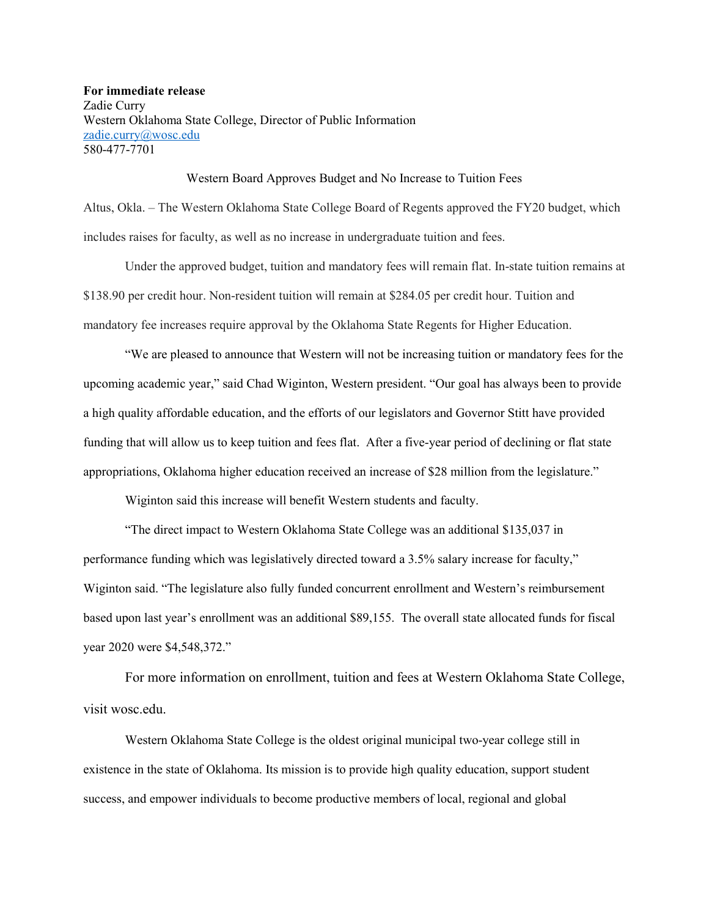**For immediate release**
Zadie Curry
Western Oklahoma State College, Director of Public Information
zadie.curry@wosc.edu
580-477-7701

Western Board Approves Budget and No Increase to Tuition Fees

Altus, Okla. – The Western Oklahoma State College Board of Regents approved the FY20 budget, which includes raises for faculty, as well as no increase in undergraduate tuition and fees.

Under the approved budget, tuition and mandatory fees will remain flat. In-state tuition remains at $138.90 per credit hour. Non-resident tuition will remain at $284.05 per credit hour. Tuition and mandatory fee increases require approval by the Oklahoma State Regents for Higher Education.

"We are pleased to announce that Western will not be increasing tuition or mandatory fees for the upcoming academic year," said Chad Wiginton, Western president. "Our goal has always been to provide a high quality affordable education, and the efforts of our legislators and Governor Stitt have provided funding that will allow us to keep tuition and fees flat. After a five-year period of declining or flat state appropriations, Oklahoma higher education received an increase of $28 million from the legislature."

Wiginton said this increase will benefit Western students and faculty.

"The direct impact to Western Oklahoma State College was an additional $135,037 in performance funding which was legislatively directed toward a 3.5% salary increase for faculty," Wiginton said. "The legislature also fully funded concurrent enrollment and Western's reimbursement based upon last year's enrollment was an additional $89,155. The overall state allocated funds for fiscal year 2020 were $4,548,372."

For more information on enrollment, tuition and fees at Western Oklahoma State College, visit wosc.edu.

Western Oklahoma State College is the oldest original municipal two-year college still in existence in the state of Oklahoma. Its mission is to provide high quality education, support student success, and empower individuals to become productive members of local, regional and global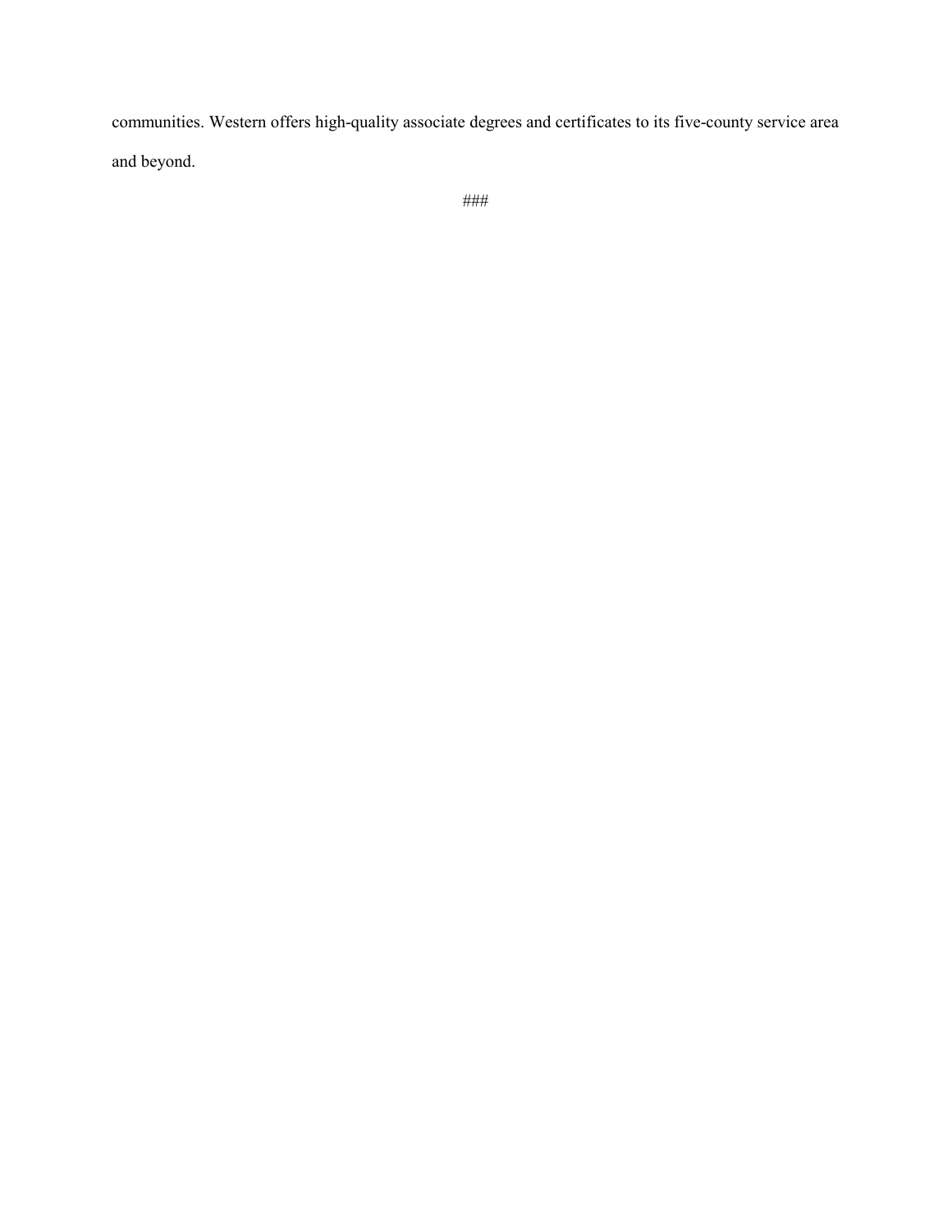communities. Western offers high-quality associate degrees and certificates to its five-county service area and beyond.

###